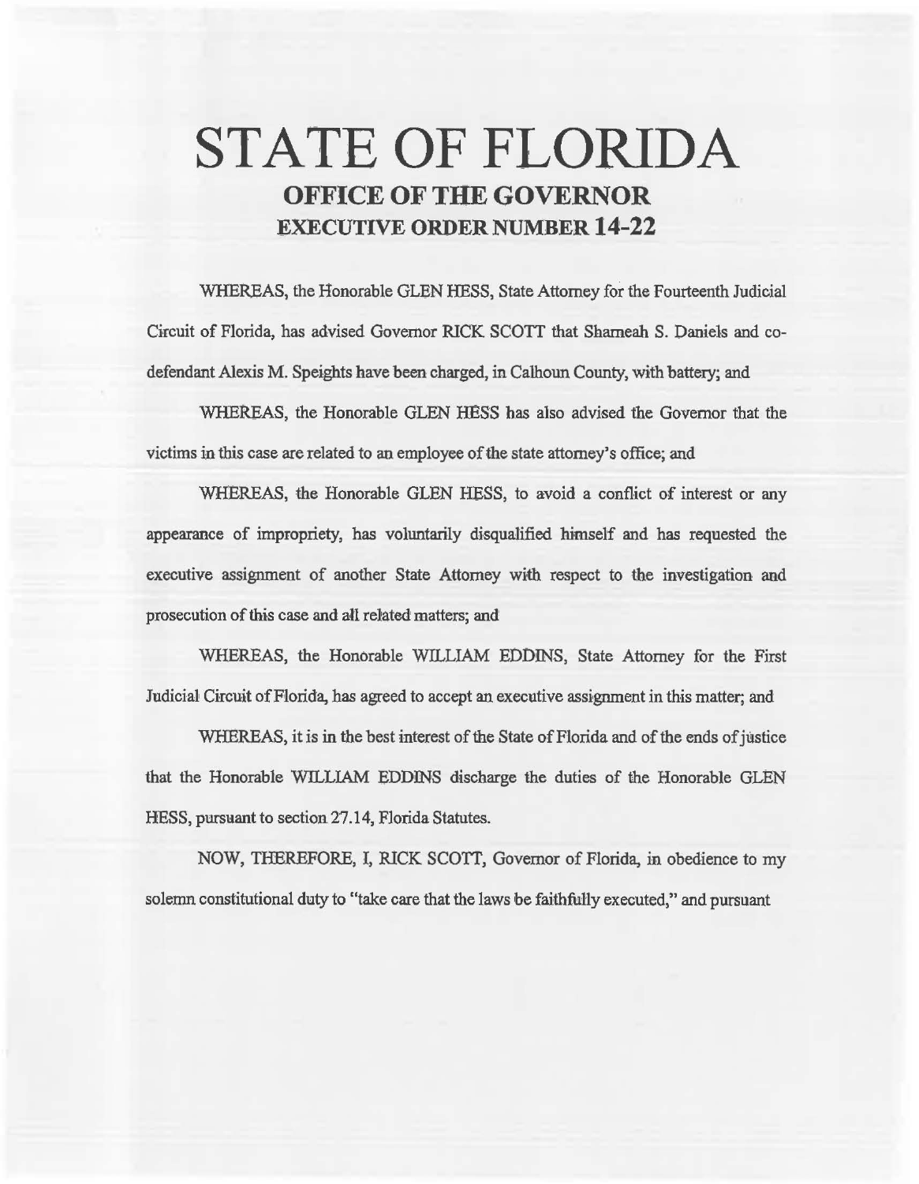# STATE OF FLORIDA
## OFFICE OF THE GOVERNOR
## EXECUTIVE ORDER NUMBER 14-22

WHEREAS, the Honorable GLEN HESS, State Attorney for the Fourteenth Judicial Circuit of Florida, has advised Governor RICK SCOTT that Shameah S. Daniels and co-defendant Alexis M. Speights have been charged, in Calhoun County, with battery; and

WHEREAS, the Honorable GLEN HESS has also advised the Governor that the victims in this case are related to an employee of the state attorney's office; and

WHEREAS, the Honorable GLEN HESS, to avoid a conflict of interest or any appearance of impropriety, has voluntarily disqualified himself and has requested the executive assignment of another State Attorney with respect to the investigation and prosecution of this case and all related matters; and

WHEREAS, the Honorable WILLIAM EDDINS, State Attorney for the First Judicial Circuit of Florida, has agreed to accept an executive assignment in this matter; and

WHEREAS, it is in the best interest of the State of Florida and of the ends of justice that the Honorable WILLIAM EDDINS discharge the duties of the Honorable GLEN HESS, pursuant to section 27.14, Florida Statutes.

NOW, THEREFORE, I, RICK SCOTT, Governor of Florida, in obedience to my solemn constitutional duty to "take care that the laws be faithfully executed," and pursuant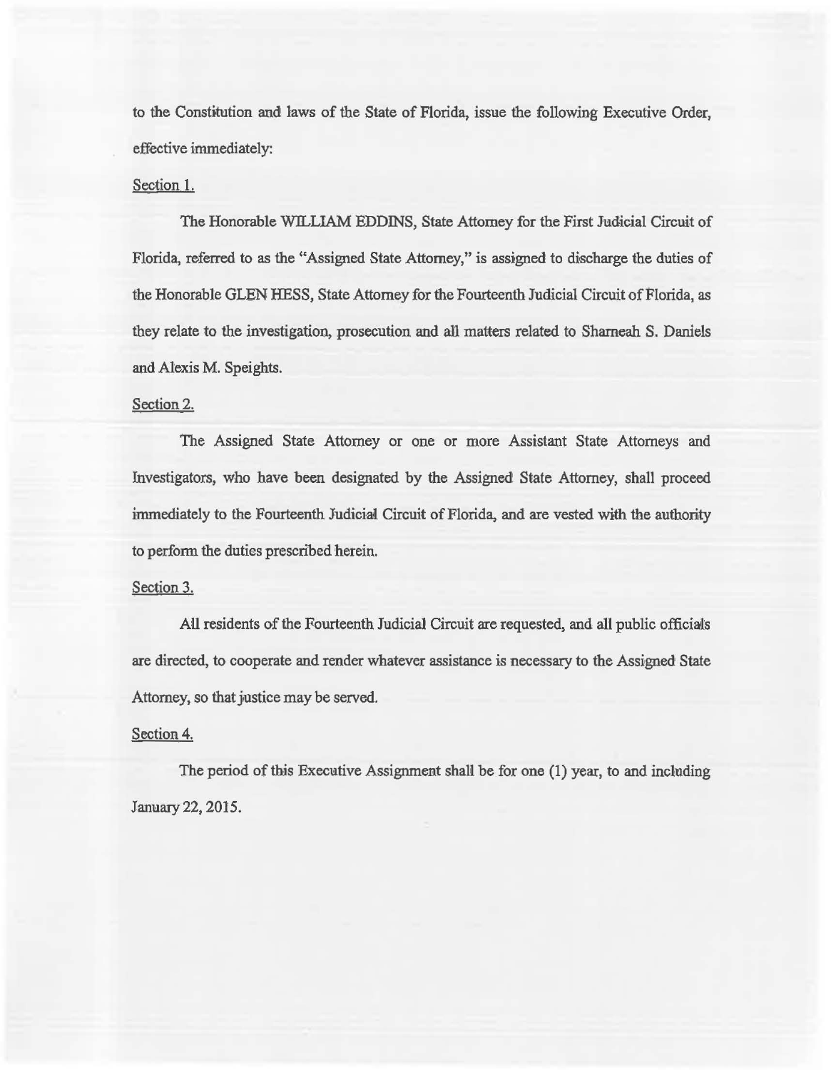to the Constitution and laws of the State of Florida, issue the following Executive Order, effective immediately:

Section 1.

The Honorable WILLIAM EDDINS, State Attorney for the First Judicial Circuit of Florida, referred to as the "Assigned State Attorney," is assigned to discharge the duties of the Honorable GLEN HESS, State Attorney for the Fourteenth Judicial Circuit of Florida, as they relate to the investigation, prosecution and all matters related to Sharneah S. Daniels and Alexis M. Speights.

Section 2.

The Assigned State Attorney or one or more Assistant State Attorneys and Investigators, who have been designated by the Assigned State Attorney, shall proceed immediately to the Fourteenth Judicial Circuit of Florida, and are vested with the authority to perform the duties prescribed herein.

Section 3.

All residents of the Fourteenth Judicial Circuit are requested, and all public officials are directed, to cooperate and render whatever assistance is necessary to the Assigned State Attorney, so that justice may be served.

Section 4.

The period of this Executive Assignment shall be for one (1) year, to and including January 22, 2015.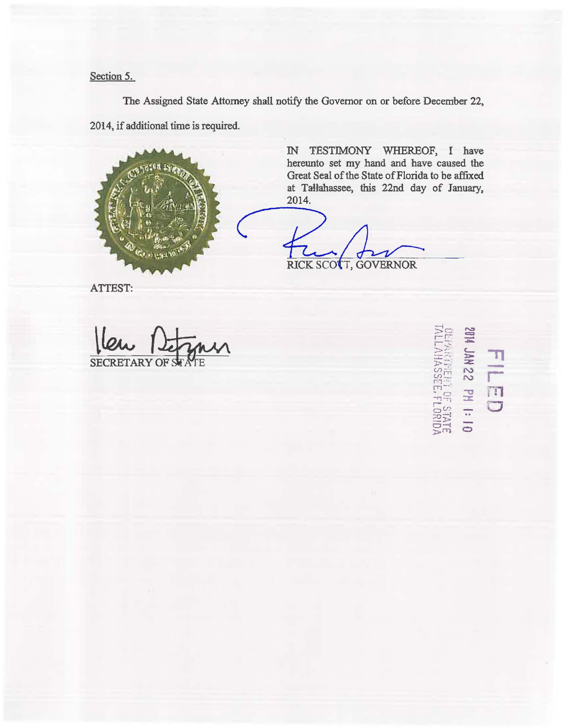Section 5.

The Assigned State Attorney shall notify the Governor on or before December 22, 2014, if additional time is required.

IN TESTIMONY WHEREOF, I have hereunto set my hand and have caused the Great Seal of the State of Florida to be affixed at Tallahassee, this 22nd day of January, 2014.

RICK SCOTT, GOVERNOR

ATTEST:

SECRETARY OF STATE

FILED

2014 JAN 22 PM 1:10

DEPARTMENT OF STATE
TALLAHASSEE, FLORIDA